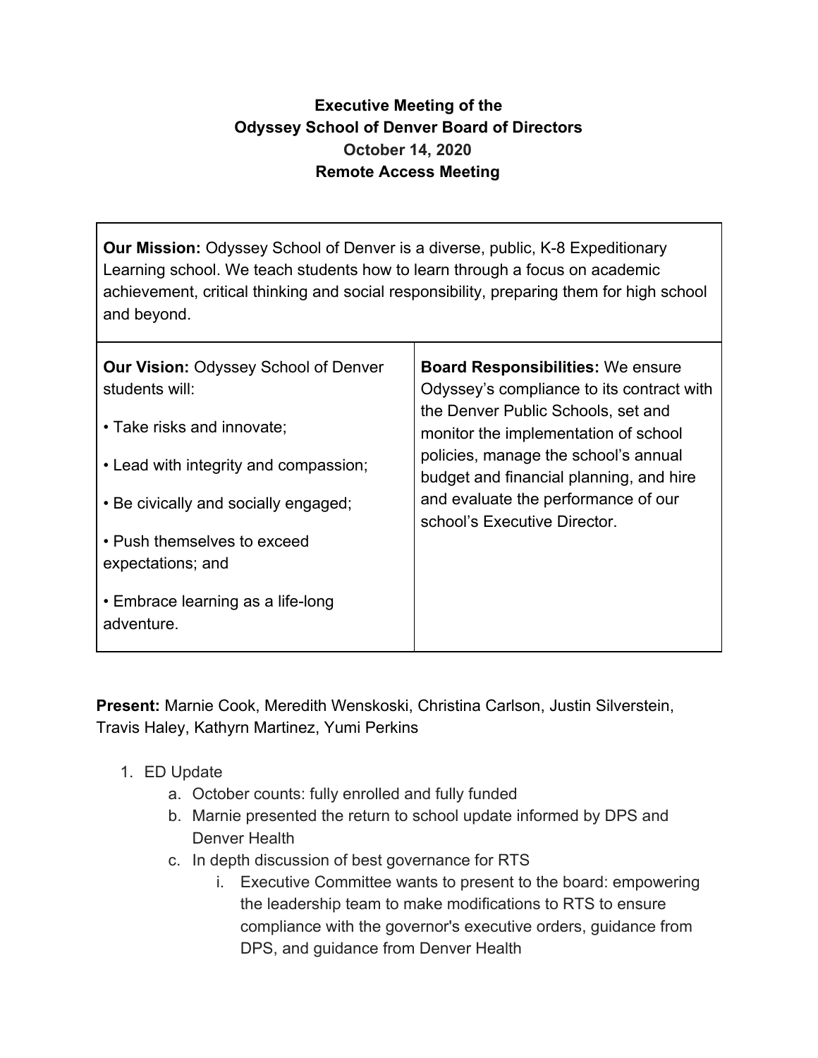# Executive Meeting of the Odyssey School of Denver Board of Directors

**October 14, 2020**

**Remote Access Meeting**

| **Our Mission:** Odyssey School of Denver is a diverse, public, K-8 Expeditionary Learning school. We teach students how to learn through a focus on academic achievement, critical thinking and social responsibility, preparing them for high school and beyond. | |
|---|---|
| **Our Vision:** Odyssey School of Denver students will:<br>• Take risks and innovate;<br>• Lead with integrity and compassion;<br>• Be civically and socially engaged;<br>• Push themselves to exceed expectations; and<br>• Embrace learning as a life-long adventure. | **Board Responsibilities:** We ensure Odyssey's compliance to its contract with the Denver Public Schools, set and monitor the implementation of school policies, manage the school's annual budget and financial planning, and hire and evaluate the performance of our school's Executive Director. |

**Present:** Marnie Cook, Meredith Wenskoski, Christina Carlson, Justin Silverstein, Travis Haley, Kathyrn Martinez, Yumi Perkins

1. ED Update
   a. October counts: fully enrolled and fully funded
   b. Marnie presented the return to school update informed by DPS and Denver Health
   c. In depth discussion of best governance for RTS
      i. Executive Committee wants to present to the board: empowering the leadership team to make modifications to RTS to ensure compliance with the governor's executive orders, guidance from DPS, and guidance from Denver Health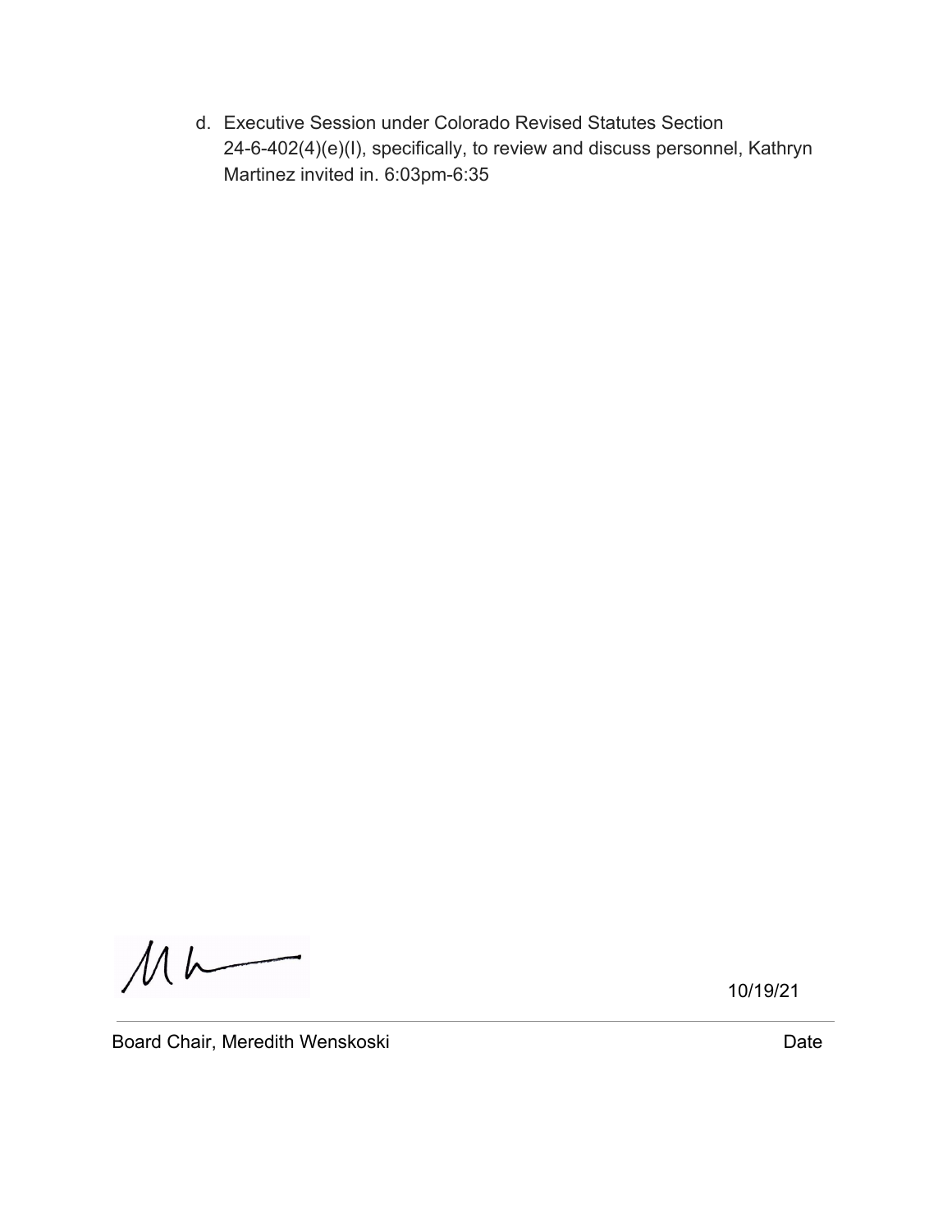d. Executive Session under Colorado Revised Statutes Section 24-6-402(4)(e)(I), specifically, to review and discuss personnel, Kathryn Martinez invited in. 6:03pm-6:35

10/19/21

Board Chair, Meredith Wenskoski — Date